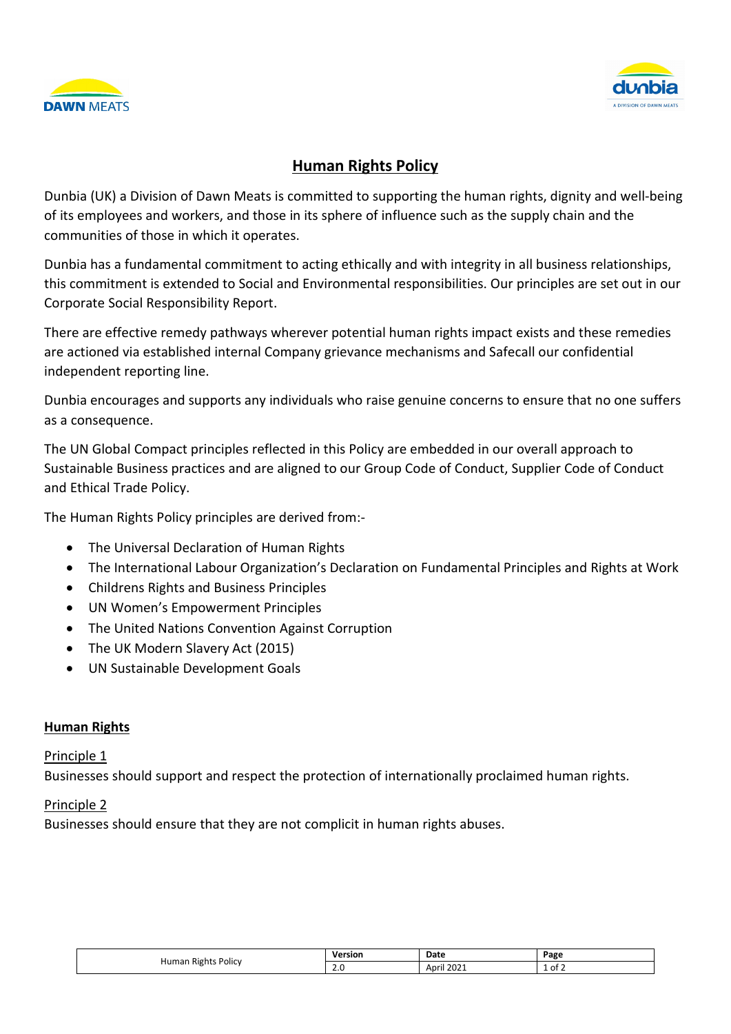# Human Rights Policy

Dunbia (UK) a Division of Dawn Meats is committed to supporting the human rights, dignity and well-being of its employees and workers, and those in its sphere of influence such as the supply chain and the communities of those in which it operates.

Dunbia has a fundamental commitment to acting ethically and with integrity in all business relationships, this commitment is extended to Social and Environmental responsibilities. Our principles are set out in our Corporate Social Responsibility Report.

There are effective remedy pathways wherever potential human rights impact exists and these remedies are actioned via established internal Company grievance mechanisms and Safecall our confidential independent reporting line.

Dunbia encourages and supports any individuals who raise genuine concerns to ensure that no one suffers as a consequence.

The UN Global Compact principles reflected in this Policy are embedded in our overall approach to Sustainable Business practices and are aligned to our Group Code of Conduct, Supplier Code of Conduct and Ethical Trade Policy.

The Human Rights Policy principles are derived from:-

- The Universal Declaration of Human Rights
- The International Labour Organization's Declaration on Fundamental Principles and Rights at Work
- Childrens Rights and Business Principles
- UN Women's Empowerment Principles
- The United Nations Convention Against Corruption
- The UK Modern Slavery Act (2015)
- UN Sustainable Development Goals

## Human Rights

Principle 1
Businesses should support and respect the protection of internationally proclaimed human rights.

Principle 2
Businesses should ensure that they are not complicit in human rights abuses.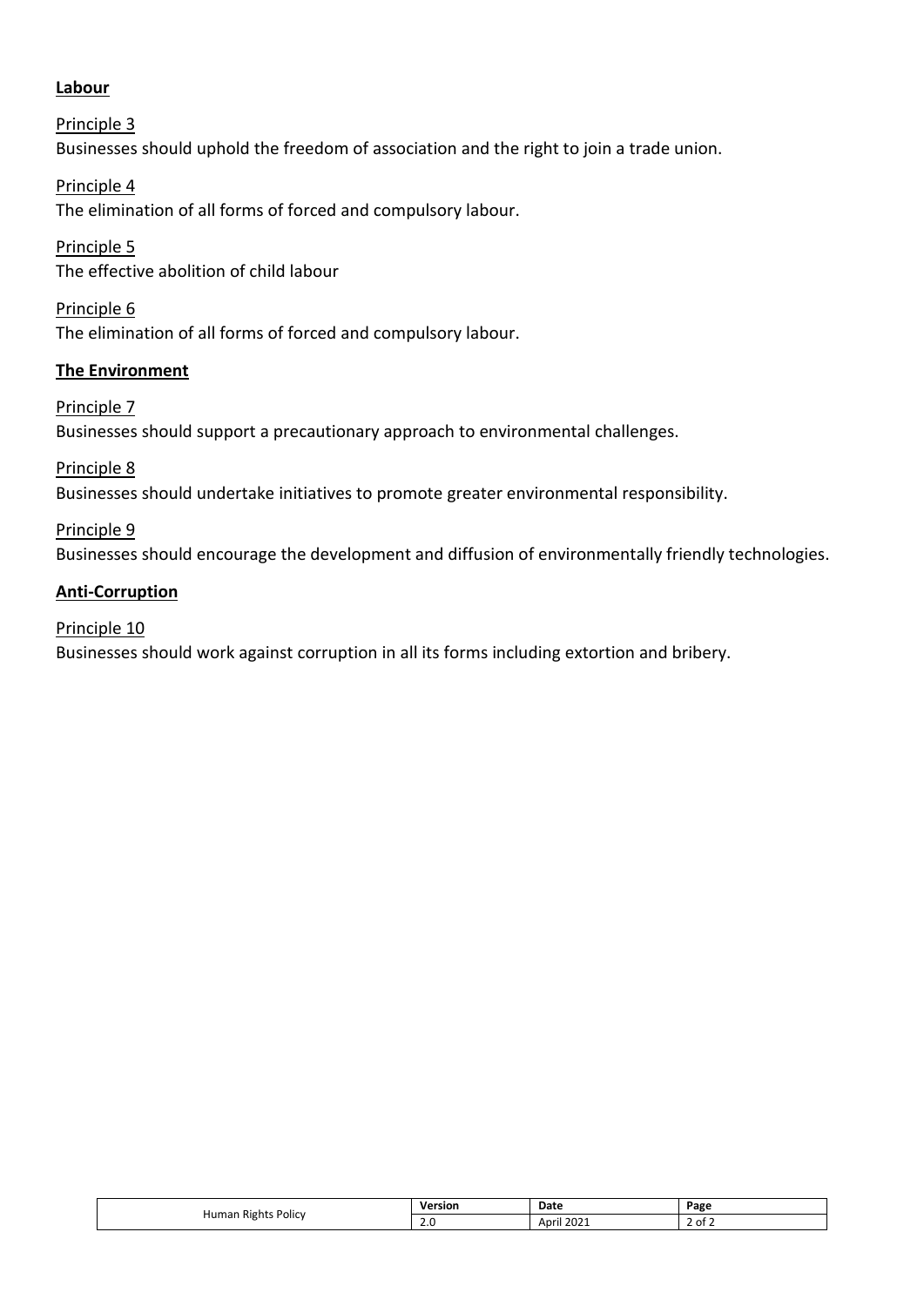**Labour**

Principle 3
Businesses should uphold the freedom of association and the right to join a trade union.

Principle 4
The elimination of all forms of forced and compulsory labour.

Principle 5
The effective abolition of child labour

Principle 6
The elimination of all forms of forced and compulsory labour.

**The Environment**

Principle 7
Businesses should support a precautionary approach to environmental challenges.

Principle 8
Businesses should undertake initiatives to promote greater environmental responsibility.

Principle 9
Businesses should encourage the development and diffusion of environmentally friendly technologies.

**Anti-Corruption**

Principle 10
Businesses should work against corruption in all its forms including extortion and bribery.